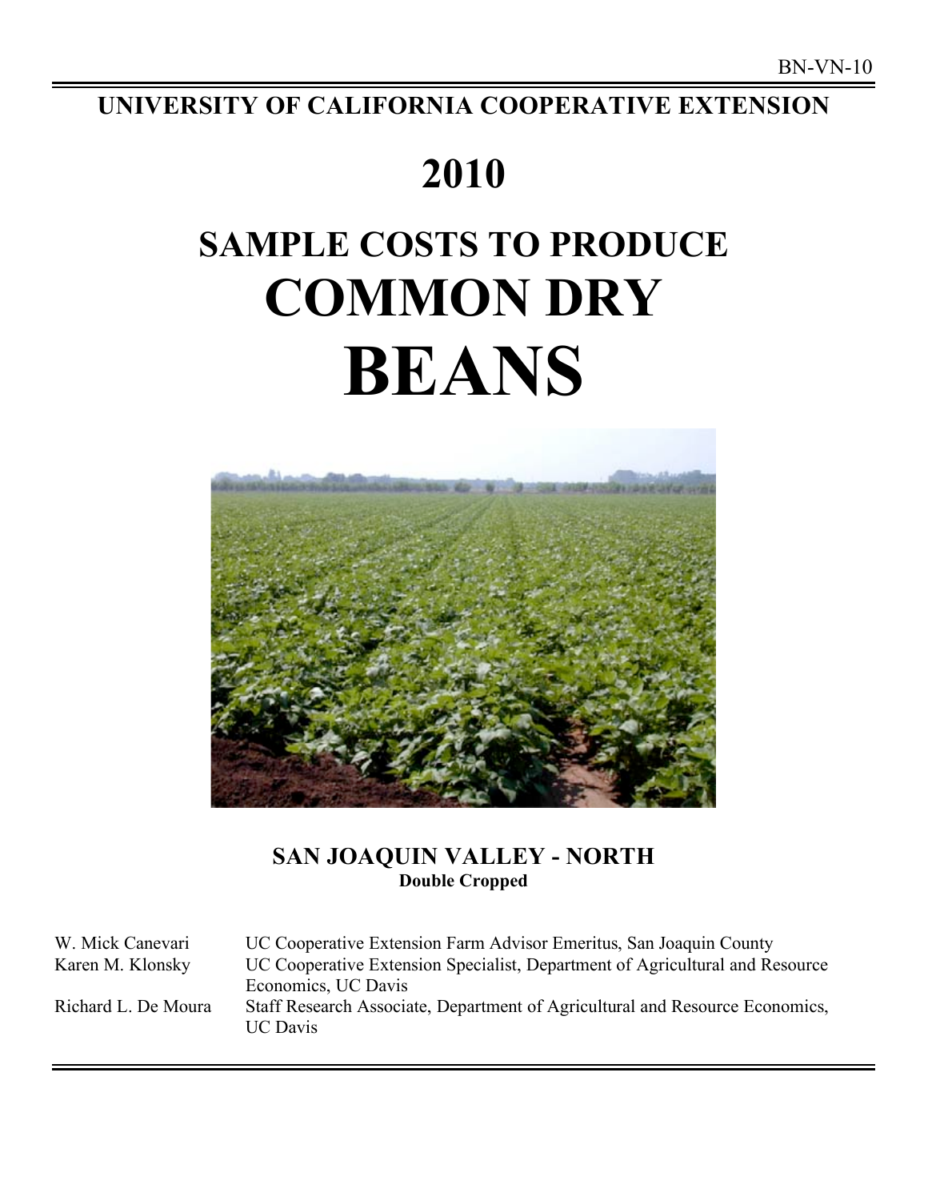BN-VN-10

**UNIVERSITY OF CALIFORNIA COOPERATIVE EXTENSION**

# 2010

# SAMPLE COSTS TO PRODUCE COMMON DRY BEANS

**SAN JOAQUIN VALLEY - NORTH**

**Double Cropped**

| | |
|---|---|
| W. Mick Canevari | UC Cooperative Extension Farm Advisor Emeritus, San Joaquin County |
| Karen M. Klonsky | UC Cooperative Extension Specialist, Department of Agricultural and Resource Economics, UC Davis |
| Richard L. De Moura | Staff Research Associate, Department of Agricultural and Resource Economics, UC Davis |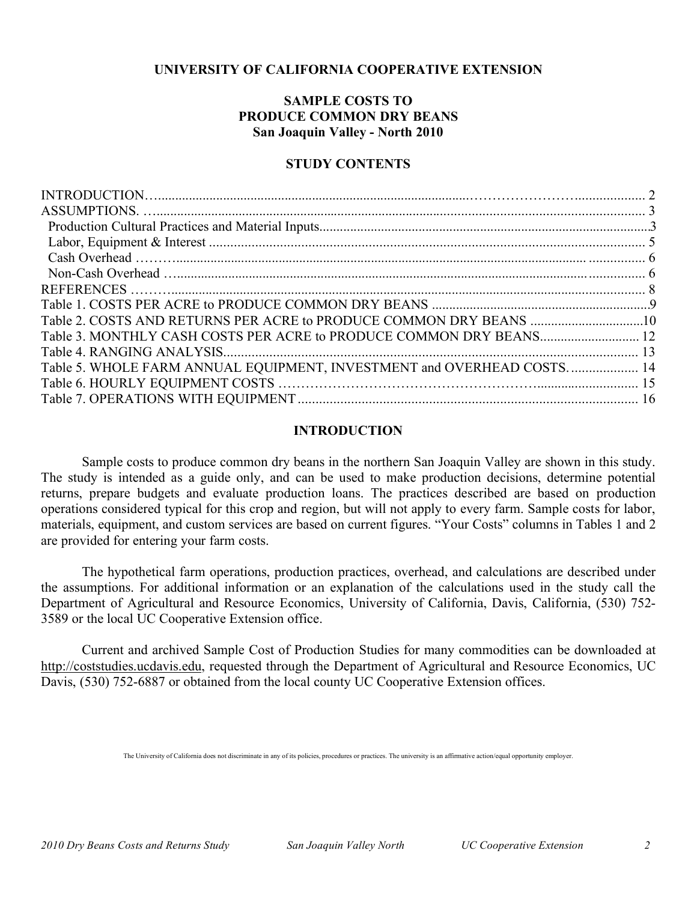**UNIVERSITY OF CALIFORNIA COOPERATIVE EXTENSION**

# SAMPLE COSTS TO PRODUCE COMMON DRY BEANS
## San Joaquin Valley - North 2010

### STUDY CONTENTS

INTRODUCTION ... 2
ASSUMPTIONS ... 3
  Production Cultural Practices and Material Inputs ... 3
  Labor, Equipment & Interest ... 5
  Cash Overhead ... 6
  Non-Cash Overhead ... 6
REFERENCES ... 8
Table 1. COSTS PER ACRE to PRODUCE COMMON DRY BEANS ... 9
Table 2. COSTS AND RETURNS PER ACRE to PRODUCE COMMON DRY BEANS ... 10
Table 3. MONTHLY CASH COSTS PER ACRE to PRODUCE COMMON DRY BEANS ... 12
Table 4. RANGING ANALYSIS ... 13
Table 5. WHOLE FARM ANNUAL EQUIPMENT, INVESTMENT and OVERHEAD COSTS ... 14
Table 6. HOURLY EQUIPMENT COSTS ... 15
Table 7. OPERATIONS WITH EQUIPMENT ... 16

### INTRODUCTION

Sample costs to produce common dry beans in the northern San Joaquin Valley are shown in this study. The study is intended as a guide only, and can be used to make production decisions, determine potential returns, prepare budgets and evaluate production loans. The practices described are based on production operations considered typical for this crop and region, but will not apply to every farm. Sample costs for labor, materials, equipment, and custom services are based on current figures. "Your Costs" columns in Tables 1 and 2 are provided for entering your farm costs.

The hypothetical farm operations, production practices, overhead, and calculations are described under the assumptions. For additional information or an explanation of the calculations used in the study call the Department of Agricultural and Resource Economics, University of California, Davis, California, (530) 752-3589 or the local UC Cooperative Extension office.

Current and archived Sample Cost of Production Studies for many commodities can be downloaded at http://coststudies.ucdavis.edu, requested through the Department of Agricultural and Resource Economics, UC Davis, (530) 752-6887 or obtained from the local county UC Cooperative Extension offices.

The University of California does not discriminate in any of its policies, procedures or practices. The university is an affirmative action/equal opportunity employer.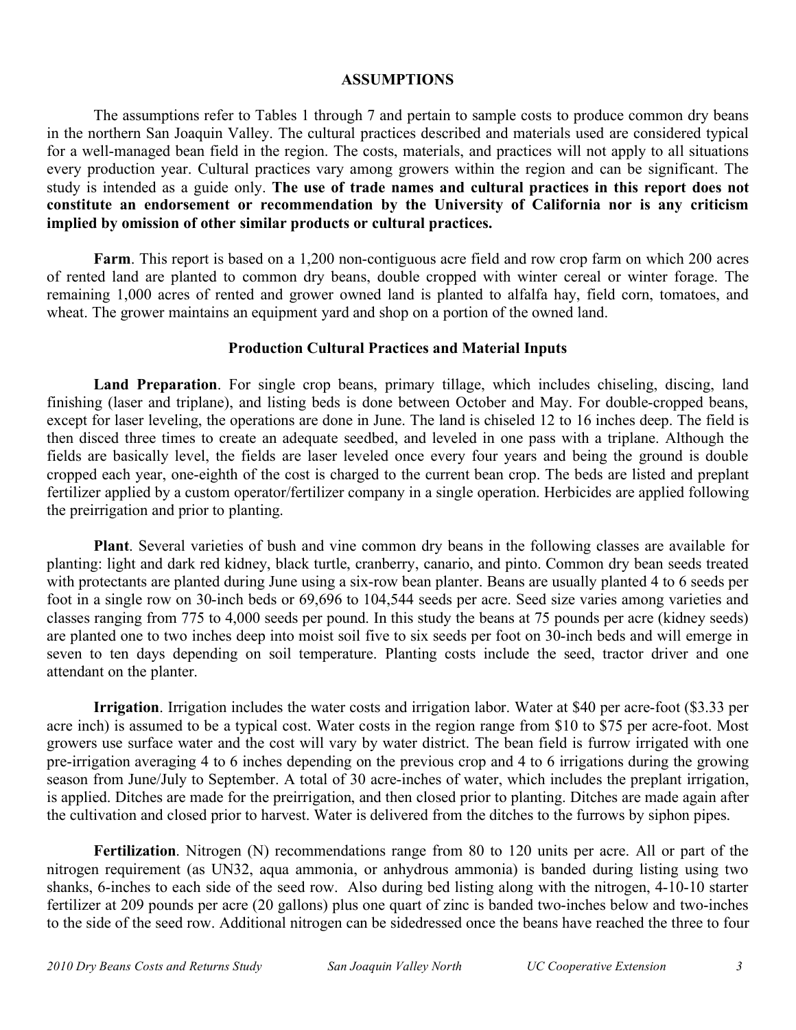## ASSUMPTIONS

The assumptions refer to Tables 1 through 7 and pertain to sample costs to produce common dry beans in the northern San Joaquin Valley. The cultural practices described and materials used are considered typical for a well-managed bean field in the region. The costs, materials, and practices will not apply to all situations every production year. Cultural practices vary among growers within the region and can be significant. The study is intended as a guide only. **The use of trade names and cultural practices in this report does not constitute an endorsement or recommendation by the University of California nor is any criticism implied by omission of other similar products or cultural practices.**

**Farm**. This report is based on a 1,200 non-contiguous acre field and row crop farm on which 200 acres of rented land are planted to common dry beans, double cropped with winter cereal or winter forage. The remaining 1,000 acres of rented and grower owned land is planted to alfalfa hay, field corn, tomatoes, and wheat. The grower maintains an equipment yard and shop on a portion of the owned land.

### Production Cultural Practices and Material Inputs

**Land Preparation**. For single crop beans, primary tillage, which includes chiseling, discing, land finishing (laser and triplane), and listing beds is done between October and May. For double-cropped beans, except for laser leveling, the operations are done in June. The land is chiseled 12 to 16 inches deep. The field is then disced three times to create an adequate seedbed, and leveled in one pass with a triplane. Although the fields are basically level, the fields are laser leveled once every four years and being the ground is double cropped each year, one-eighth of the cost is charged to the current bean crop. The beds are listed and preplant fertilizer applied by a custom operator/fertilizer company in a single operation. Herbicides are applied following the preirrigation and prior to planting.

**Plant**. Several varieties of bush and vine common dry beans in the following classes are available for planting: light and dark red kidney, black turtle, cranberry, canario, and pinto. Common dry bean seeds treated with protectants are planted during June using a six-row bean planter. Beans are usually planted 4 to 6 seeds per foot in a single row on 30-inch beds or 69,696 to 104,544 seeds per acre. Seed size varies among varieties and classes ranging from 775 to 4,000 seeds per pound. In this study the beans at 75 pounds per acre (kidney seeds) are planted one to two inches deep into moist soil five to six seeds per foot on 30-inch beds and will emerge in seven to ten days depending on soil temperature. Planting costs include the seed, tractor driver and one attendant on the planter.

**Irrigation**. Irrigation includes the water costs and irrigation labor. Water at $40 per acre-foot ($3.33 per acre inch) is assumed to be a typical cost. Water costs in the region range from $10 to $75 per acre-foot. Most growers use surface water and the cost will vary by water district. The bean field is furrow irrigated with one pre-irrigation averaging 4 to 6 inches depending on the previous crop and 4 to 6 irrigations during the growing season from June/July to September. A total of 30 acre-inches of water, which includes the preplant irrigation, is applied. Ditches are made for the preirrigation, and then closed prior to planting. Ditches are made again after the cultivation and closed prior to harvest. Water is delivered from the ditches to the furrows by siphon pipes.

**Fertilization**. Nitrogen (N) recommendations range from 80 to 120 units per acre. All or part of the nitrogen requirement (as UN32, aqua ammonia, or anhydrous ammonia) is banded during listing using two shanks, 6-inches to each side of the seed row. Also during bed listing along with the nitrogen, 4-10-10 starter fertilizer at 209 pounds per acre (20 gallons) plus one quart of zinc is banded two-inches below and two-inches to the side of the seed row. Additional nitrogen can be sidedressed once the beans have reached the three to four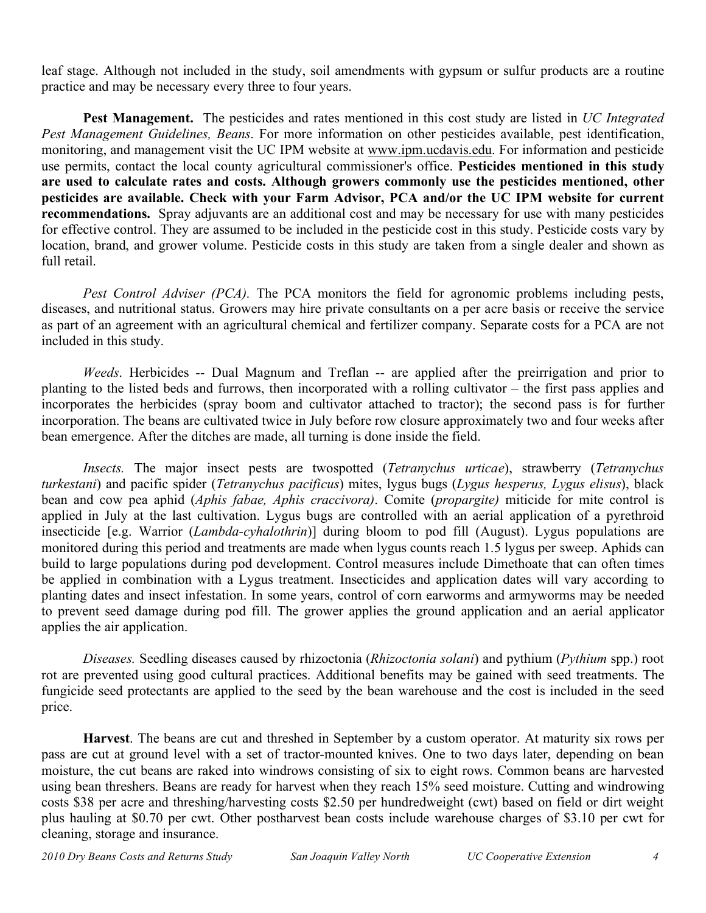leaf stage. Although not included in the study, soil amendments with gypsum or sulfur products are a routine practice and may be necessary every three to four years.

**Pest Management.** The pesticides and rates mentioned in this cost study are listed in *UC Integrated Pest Management Guidelines, Beans*. For more information on other pesticides available, pest identification, monitoring, and management visit the UC IPM website at www.ipm.ucdavis.edu. For information and pesticide use permits, contact the local county agricultural commissioner's office. **Pesticides mentioned in this study are used to calculate rates and costs. Although growers commonly use the pesticides mentioned, other pesticides are available. Check with your Farm Advisor, PCA and/or the UC IPM website for current recommendations.** Spray adjuvants are an additional cost and may be necessary for use with many pesticides for effective control. They are assumed to be included in the pesticide cost in this study. Pesticide costs vary by location, brand, and grower volume. Pesticide costs in this study are taken from a single dealer and shown as full retail.

*Pest Control Adviser (PCA).* The PCA monitors the field for agronomic problems including pests, diseases, and nutritional status. Growers may hire private consultants on a per acre basis or receive the service as part of an agreement with an agricultural chemical and fertilizer company. Separate costs for a PCA are not included in this study.

*Weeds*. Herbicides -- Dual Magnum and Treflan -- are applied after the preirrigation and prior to planting to the listed beds and furrows, then incorporated with a rolling cultivator – the first pass applies and incorporates the herbicides (spray boom and cultivator attached to tractor); the second pass is for further incorporation. The beans are cultivated twice in July before row closure approximately two and four weeks after bean emergence. After the ditches are made, all turning is done inside the field.

*Insects.* The major insect pests are twospotted (*Tetranychus urticae*), strawberry (*Tetranychus turkestani*) and pacific spider (*Tetranychus pacificus*) mites, lygus bugs (*Lygus hesperus, Lygus elisus*), black bean and cow pea aphid (*Aphis fabae, Aphis craccivora)*. Comite (*propargite)* miticide for mite control is applied in July at the last cultivation. Lygus bugs are controlled with an aerial application of a pyrethroid insecticide [e.g. Warrior (*Lambda-cyhalothrin*)] during bloom to pod fill (August). Lygus populations are monitored during this period and treatments are made when lygus counts reach 1.5 lygus per sweep. Aphids can build to large populations during pod development. Control measures include Dimethoate that can often times be applied in combination with a Lygus treatment. Insecticides and application dates will vary according to planting dates and insect infestation. In some years, control of corn earworms and armyworms may be needed to prevent seed damage during pod fill. The grower applies the ground application and an aerial applicator applies the air application.

*Diseases.* Seedling diseases caused by rhizoctonia (*Rhizoctonia solani*) and pythium (*Pythium* spp.) root rot are prevented using good cultural practices. Additional benefits may be gained with seed treatments. The fungicide seed protectants are applied to the seed by the bean warehouse and the cost is included in the seed price.

**Harvest**. The beans are cut and threshed in September by a custom operator. At maturity six rows per pass are cut at ground level with a set of tractor-mounted knives. One to two days later, depending on bean moisture, the cut beans are raked into windrows consisting of six to eight rows. Common beans are harvested using bean threshers. Beans are ready for harvest when they reach 15% seed moisture. Cutting and windrowing costs $38 per acre and threshing/harvesting costs $2.50 per hundredweight (cwt) based on field or dirt weight plus hauling at $0.70 per cwt. Other postharvest bean costs include warehouse charges of $3.10 per cwt for cleaning, storage and insurance.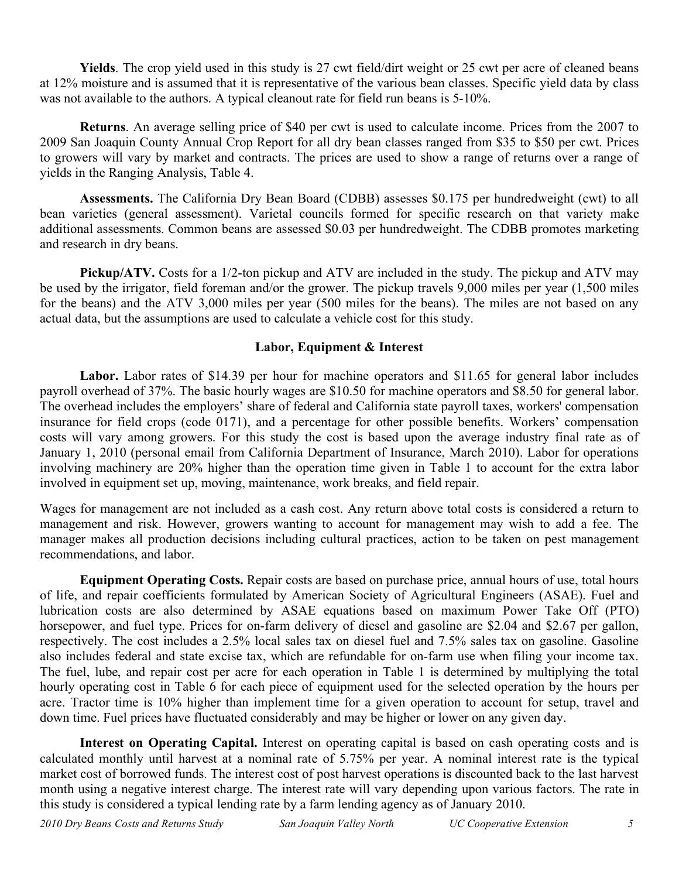**Yields**. The crop yield used in this study is 27 cwt field/dirt weight or 25 cwt per acre of cleaned beans at 12% moisture and is assumed that it is representative of the various bean classes. Specific yield data by class was not available to the authors. A typical cleanout rate for field run beans is 5-10%.

**Returns**. An average selling price of $40 per cwt is used to calculate income. Prices from the 2007 to 2009 San Joaquin County Annual Crop Report for all dry bean classes ranged from $35 to $50 per cwt. Prices to growers will vary by market and contracts. The prices are used to show a range of returns over a range of yields in the Ranging Analysis, Table 4.

**Assessments.** The California Dry Bean Board (CDBB) assesses $0.175 per hundredweight (cwt) to all bean varieties (general assessment). Varietal councils formed for specific research on that variety make additional assessments. Common beans are assessed $0.03 per hundredweight. The CDBB promotes marketing and research in dry beans.

**Pickup/ATV.** Costs for a 1/2-ton pickup and ATV are included in the study. The pickup and ATV may be used by the irrigator, field foreman and/or the grower. The pickup travels 9,000 miles per year (1,500 miles for the beans) and the ATV 3,000 miles per year (500 miles for the beans). The miles are not based on any actual data, but the assumptions are used to calculate a vehicle cost for this study.

## Labor, Equipment & Interest

**Labor.** Labor rates of $14.39 per hour for machine operators and $11.65 for general labor includes payroll overhead of 37%. The basic hourly wages are $10.50 for machine operators and $8.50 for general labor. The overhead includes the employers' share of federal and California state payroll taxes, workers' compensation insurance for field crops (code 0171), and a percentage for other possible benefits. Workers' compensation costs will vary among growers. For this study the cost is based upon the average industry final rate as of January 1, 2010 (personal email from California Department of Insurance, March 2010). Labor for operations involving machinery are 20% higher than the operation time given in Table 1 to account for the extra labor involved in equipment set up, moving, maintenance, work breaks, and field repair.

Wages for management are not included as a cash cost. Any return above total costs is considered a return to management and risk. However, growers wanting to account for management may wish to add a fee. The manager makes all production decisions including cultural practices, action to be taken on pest management recommendations, and labor.

**Equipment Operating Costs.** Repair costs are based on purchase price, annual hours of use, total hours of life, and repair coefficients formulated by American Society of Agricultural Engineers (ASAE). Fuel and lubrication costs are also determined by ASAE equations based on maximum Power Take Off (PTO) horsepower, and fuel type. Prices for on-farm delivery of diesel and gasoline are $2.04 and $2.67 per gallon, respectively. The cost includes a 2.5% local sales tax on diesel fuel and 7.5% sales tax on gasoline. Gasoline also includes federal and state excise tax, which are refundable for on-farm use when filing your income tax. The fuel, lube, and repair cost per acre for each operation in Table 1 is determined by multiplying the total hourly operating cost in Table 6 for each piece of equipment used for the selected operation by the hours per acre. Tractor time is 10% higher than implement time for a given operation to account for setup, travel and down time. Fuel prices have fluctuated considerably and may be higher or lower on any given day.

**Interest on Operating Capital.** Interest on operating capital is based on cash operating costs and is calculated monthly until harvest at a nominal rate of 5.75% per year. A nominal interest rate is the typical market cost of borrowed funds. The interest cost of post harvest operations is discounted back to the last harvest month using a negative interest charge. The interest rate will vary depending upon various factors. The rate in this study is considered a typical lending rate by a farm lending agency as of January 2010.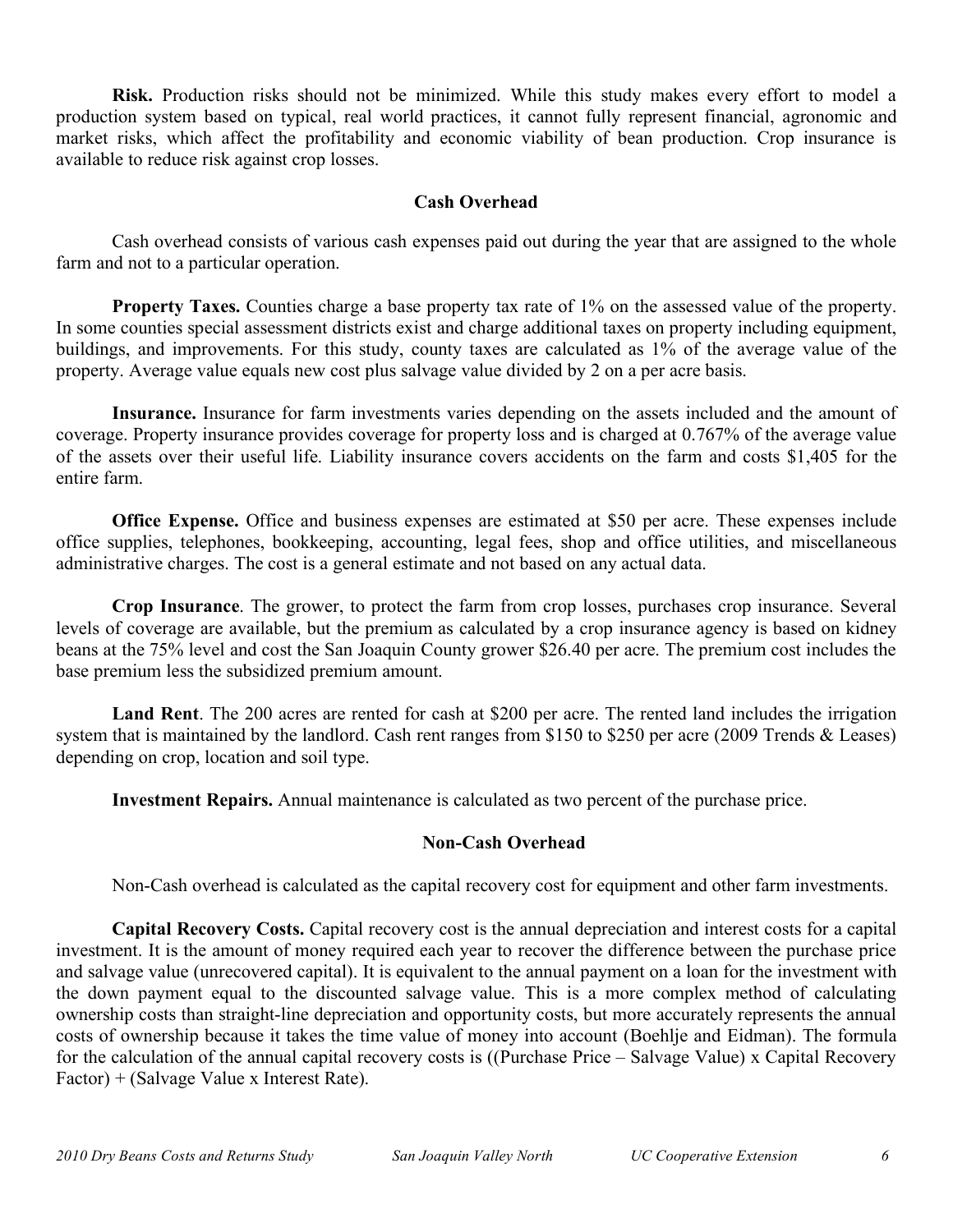**Risk.** Production risks should not be minimized. While this study makes every effort to model a production system based on typical, real world practices, it cannot fully represent financial, agronomic and market risks, which affect the profitability and economic viability of bean production. Crop insurance is available to reduce risk against crop losses.

## Cash Overhead

Cash overhead consists of various cash expenses paid out during the year that are assigned to the whole farm and not to a particular operation.

**Property Taxes.** Counties charge a base property tax rate of 1% on the assessed value of the property. In some counties special assessment districts exist and charge additional taxes on property including equipment, buildings, and improvements. For this study, county taxes are calculated as 1% of the average value of the property. Average value equals new cost plus salvage value divided by 2 on a per acre basis.

**Insurance.** Insurance for farm investments varies depending on the assets included and the amount of coverage. Property insurance provides coverage for property loss and is charged at 0.767% of the average value of the assets over their useful life. Liability insurance covers accidents on the farm and costs $1,405 for the entire farm.

**Office Expense.** Office and business expenses are estimated at $50 per acre. These expenses include office supplies, telephones, bookkeeping, accounting, legal fees, shop and office utilities, and miscellaneous administrative charges. The cost is a general estimate and not based on any actual data.

**Crop Insurance**. The grower, to protect the farm from crop losses, purchases crop insurance. Several levels of coverage are available, but the premium as calculated by a crop insurance agency is based on kidney beans at the 75% level and cost the San Joaquin County grower $26.40 per acre. The premium cost includes the base premium less the subsidized premium amount.

**Land Rent**. The 200 acres are rented for cash at $200 per acre. The rented land includes the irrigation system that is maintained by the landlord. Cash rent ranges from $150 to $250 per acre (2009 Trends & Leases) depending on crop, location and soil type.

**Investment Repairs.** Annual maintenance is calculated as two percent of the purchase price.

## Non-Cash Overhead

Non-Cash overhead is calculated as the capital recovery cost for equipment and other farm investments.

**Capital Recovery Costs.** Capital recovery cost is the annual depreciation and interest costs for a capital investment. It is the amount of money required each year to recover the difference between the purchase price and salvage value (unrecovered capital). It is equivalent to the annual payment on a loan for the investment with the down payment equal to the discounted salvage value. This is a more complex method of calculating ownership costs than straight-line depreciation and opportunity costs, but more accurately represents the annual costs of ownership because it takes the time value of money into account (Boehlje and Eidman). The formula for the calculation of the annual capital recovery costs is ((Purchase Price – Salvage Value) x Capital Recovery Factor) + (Salvage Value x Interest Rate).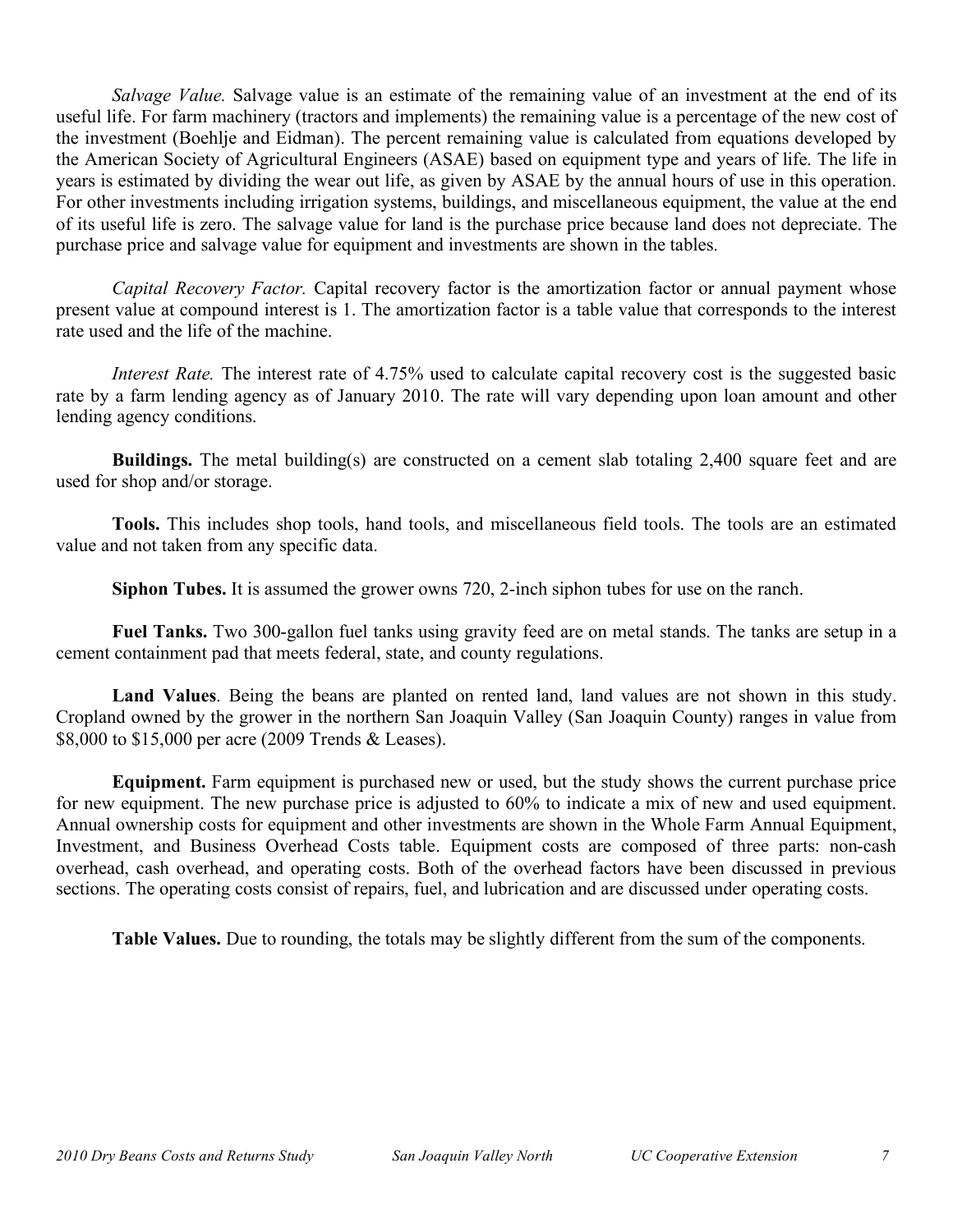*Salvage Value.* Salvage value is an estimate of the remaining value of an investment at the end of its useful life. For farm machinery (tractors and implements) the remaining value is a percentage of the new cost of the investment (Boehlje and Eidman). The percent remaining value is calculated from equations developed by the American Society of Agricultural Engineers (ASAE) based on equipment type and years of life. The life in years is estimated by dividing the wear out life, as given by ASAE by the annual hours of use in this operation. For other investments including irrigation systems, buildings, and miscellaneous equipment, the value at the end of its useful life is zero. The salvage value for land is the purchase price because land does not depreciate. The purchase price and salvage value for equipment and investments are shown in the tables.

*Capital Recovery Factor.* Capital recovery factor is the amortization factor or annual payment whose present value at compound interest is 1. The amortization factor is a table value that corresponds to the interest rate used and the life of the machine.

*Interest Rate.* The interest rate of 4.75% used to calculate capital recovery cost is the suggested basic rate by a farm lending agency as of January 2010. The rate will vary depending upon loan amount and other lending agency conditions.

**Buildings.** The metal building(s) are constructed on a cement slab totaling 2,400 square feet and are used for shop and/or storage.

**Tools.** This includes shop tools, hand tools, and miscellaneous field tools. The tools are an estimated value and not taken from any specific data.

**Siphon Tubes.** It is assumed the grower owns 720, 2-inch siphon tubes for use on the ranch.

**Fuel Tanks.** Two 300-gallon fuel tanks using gravity feed are on metal stands. The tanks are setup in a cement containment pad that meets federal, state, and county regulations.

**Land Values**. Being the beans are planted on rented land, land values are not shown in this study. Cropland owned by the grower in the northern San Joaquin Valley (San Joaquin County) ranges in value from $8,000 to $15,000 per acre (2009 Trends & Leases).

**Equipment.** Farm equipment is purchased new or used, but the study shows the current purchase price for new equipment. The new purchase price is adjusted to 60% to indicate a mix of new and used equipment. Annual ownership costs for equipment and other investments are shown in the Whole Farm Annual Equipment, Investment, and Business Overhead Costs table. Equipment costs are composed of three parts: non-cash overhead, cash overhead, and operating costs. Both of the overhead factors have been discussed in previous sections. The operating costs consist of repairs, fuel, and lubrication and are discussed under operating costs.

**Table Values.** Due to rounding, the totals may be slightly different from the sum of the components.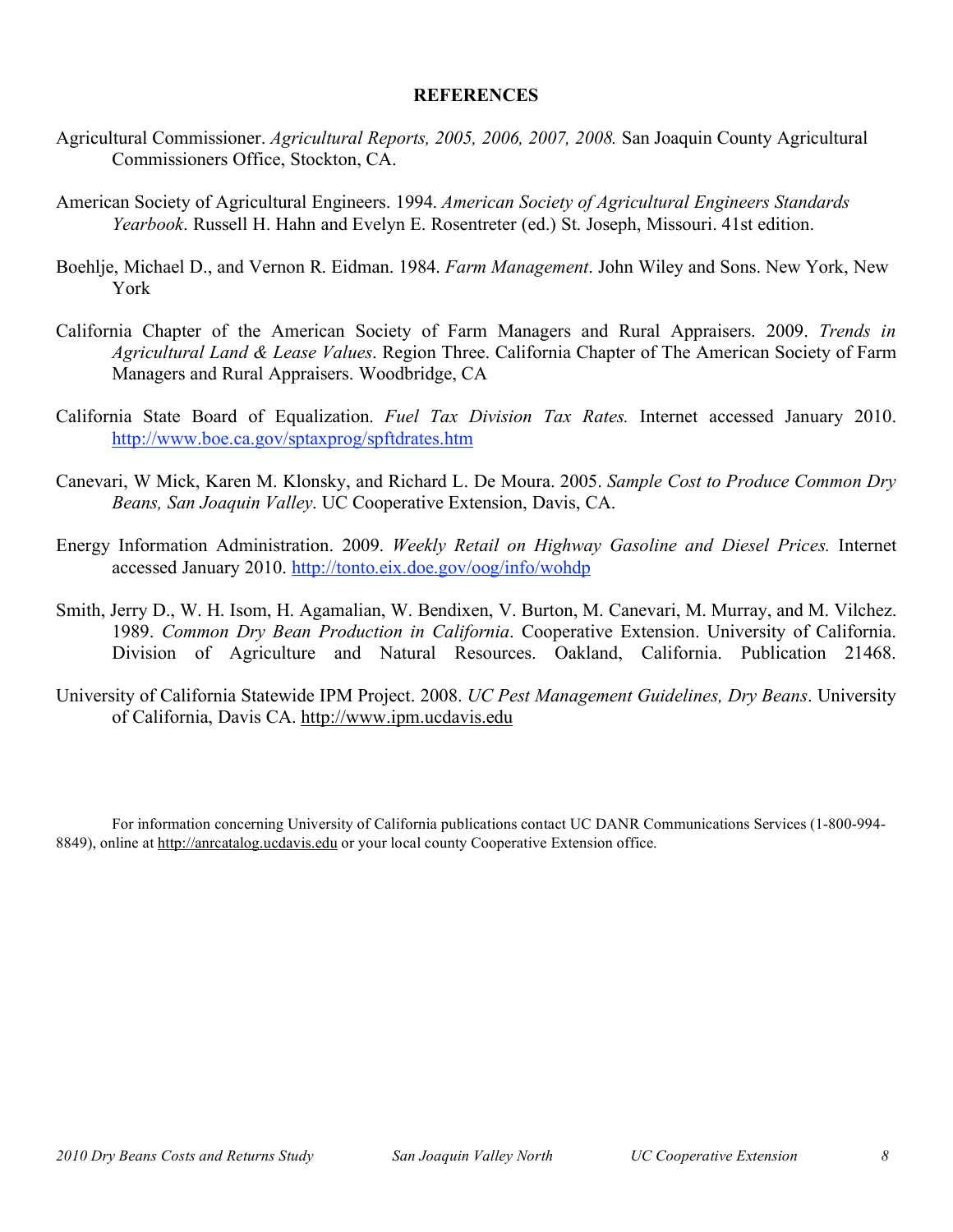## REFERENCES

Agricultural Commissioner. *Agricultural Reports, 2005, 2006, 2007, 2008.* San Joaquin County Agricultural Commissioners Office, Stockton, CA.

American Society of Agricultural Engineers. 1994. *American Society of Agricultural Engineers Standards Yearbook*. Russell H. Hahn and Evelyn E. Rosentreter (ed.) St. Joseph, Missouri. 41st edition.

Boehlje, Michael D., and Vernon R. Eidman. 1984. *Farm Management*. John Wiley and Sons. New York, New York

California Chapter of the American Society of Farm Managers and Rural Appraisers. 2009. *Trends in Agricultural Land & Lease Values*. Region Three. California Chapter of The American Society of Farm Managers and Rural Appraisers. Woodbridge, CA

California State Board of Equalization. *Fuel Tax Division Tax Rates.* Internet accessed January 2010. http://www.boe.ca.gov/sptaxprog/spftdrates.htm

Canevari, W Mick, Karen M. Klonsky, and Richard L. De Moura. 2005. *Sample Cost to Produce Common Dry Beans, San Joaquin Valley*. UC Cooperative Extension, Davis, CA.

Energy Information Administration. 2009. *Weekly Retail on Highway Gasoline and Diesel Prices.* Internet accessed January 2010. http://tonto.eix.doe.gov/oog/info/wohdp

Smith, Jerry D., W. H. Isom, H. Agamalian, W. Bendixen, V. Burton, M. Canevari, M. Murray, and M. Vilchez. 1989. *Common Dry Bean Production in California*. Cooperative Extension. University of California. Division of Agriculture and Natural Resources. Oakland, California. Publication 21468.

University of California Statewide IPM Project. 2008. *UC Pest Management Guidelines, Dry Beans*. University of California, Davis CA. http://www.ipm.ucdavis.edu

For information concerning University of California publications contact UC DANR Communications Services (1-800-994-8849), online at http://anrcatalog.ucdavis.edu or your local county Cooperative Extension office.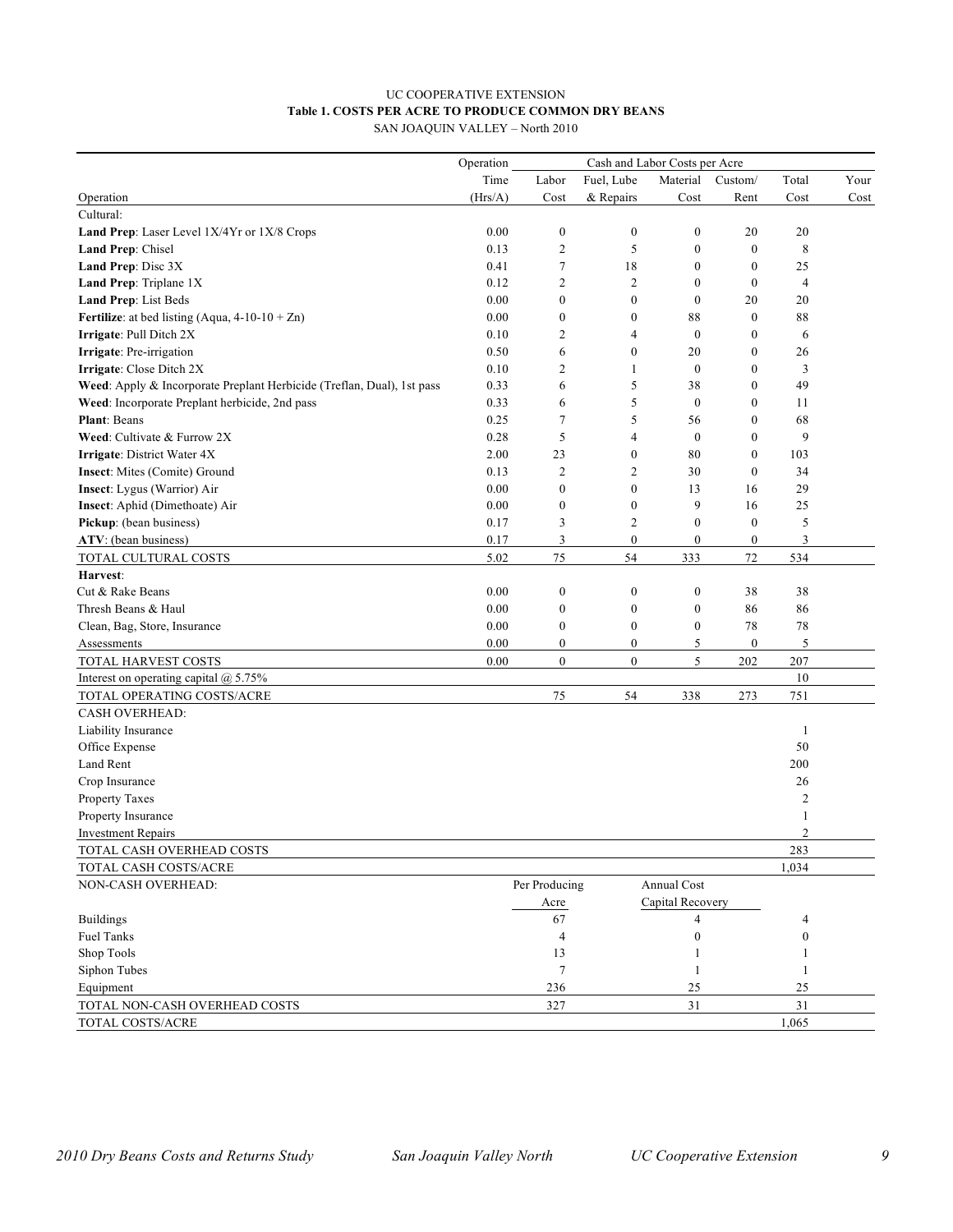UC COOPERATIVE EXTENSION

**Table 1. COSTS PER ACRE TO PRODUCE COMMON DRY BEANS**

SAN JOAQUIN VALLEY – North 2010

| Operation | Operation Time (Hrs/A) | Labor Cost | Fuel, Lube & Repairs | Material Cost | Custom/ Rent | Total Cost | Your Cost |
|---|---|---|---|---|---|---|---|
| Cultural: | | | | | | | |
| **Land Prep**: Laser Level 1X/4Yr or 1X/8 Crops | 0.00 | 0 | 0 | 0 | 20 | 20 | |
| **Land Prep**: Chisel | 0.13 | 2 | 5 | 0 | 0 | 8 | |
| **Land Prep**: Disc 3X | 0.41 | 7 | 18 | 0 | 0 | 25 | |
| **Land Prep**: Triplane 1X | 0.12 | 2 | 2 | 0 | 0 | 4 | |
| **Land Prep**: List Beds | 0.00 | 0 | 0 | 0 | 20 | 20 | |
| **Fertilize**: at bed listing (Aqua, 4-10-10 + Zn) | 0.00 | 0 | 0 | 88 | 0 | 88 | |
| **Irrigate**: Pull Ditch 2X | 0.10 | 2 | 4 | 0 | 0 | 6 | |
| **Irrigate**: Pre-irrigation | 0.50 | 6 | 0 | 20 | 0 | 26 | |
| **Irrigate**: Close Ditch 2X | 0.10 | 2 | 1 | 0 | 0 | 3 | |
| **Weed**: Apply & Incorporate Preplant Herbicide (Treflan, Dual), 1st pass | 0.33 | 6 | 5 | 38 | 0 | 49 | |
| **Weed**: Incorporate Preplant herbicide, 2nd pass | 0.33 | 6 | 5 | 0 | 0 | 11 | |
| **Plant**: Beans | 0.25 | 7 | 5 | 56 | 0 | 68 | |
| **Weed**: Cultivate & Furrow 2X | 0.28 | 5 | 4 | 0 | 0 | 9 | |
| **Irrigate**: District Water 4X | 2.00 | 23 | 0 | 80 | 0 | 103 | |
| **Insect**: Mites (Comite) Ground | 0.13 | 2 | 2 | 30 | 0 | 34 | |
| **Insect**: Lygus (Warrior) Air | 0.00 | 0 | 0 | 13 | 16 | 29 | |
| **Insect**: Aphid (Dimethoate) Air | 0.00 | 0 | 0 | 9 | 16 | 25 | |
| **Pickup**: (bean business) | 0.17 | 3 | 2 | 0 | 0 | 5 | |
| **ATV**: (bean business) | 0.17 | 3 | 0 | 0 | 0 | 3 | |
| TOTAL CULTURAL COSTS | 5.02 | 75 | 54 | 333 | 72 | 534 | |
| **Harvest**: | | | | | | | |
| Cut & Rake Beans | 0.00 | 0 | 0 | 0 | 38 | 38 | |
| Thresh Beans & Haul | 0.00 | 0 | 0 | 0 | 86 | 86 | |
| Clean, Bag, Store, Insurance | 0.00 | 0 | 0 | 0 | 78 | 78 | |
| Assessments | 0.00 | 0 | 0 | 5 | 0 | 5 | |
| TOTAL HARVEST COSTS | 0.00 | 0 | 0 | 5 | 202 | 207 | |
| Interest on operating capital @ 5.75% | | | | | | 10 | |
| TOTAL OPERATING COSTS/ACRE | | 75 | 54 | 338 | 273 | 751 | |
| CASH OVERHEAD: | | | | | | | |
| Liability Insurance | | | | | | 1 | |
| Office Expense | | | | | | 50 | |
| Land Rent | | | | | | 200 | |
| Crop Insurance | | | | | | 26 | |
| Property Taxes | | | | | | 2 | |
| Property Insurance | | | | | | 1 | |
| Investment Repairs | | | | | | 2 | |
| TOTAL CASH OVERHEAD COSTS | | | | | | 283 | |
| TOTAL CASH COSTS/ACRE | | | | | | 1,034 | |
| NON-CASH OVERHEAD: | | Per Producing Acre | | Annual Cost Capital Recovery | | | |
| Buildings | | 67 | | 4 | | 4 | |
| Fuel Tanks | | 4 | | 0 | | 0 | |
| Shop Tools | | 13 | | 1 | | 1 | |
| Siphon Tubes | | 7 | | 1 | | 1 | |
| Equipment | | 236 | | 25 | | 25 | |
| TOTAL NON-CASH OVERHEAD COSTS | | 327 | | 31 | | 31 | |
| TOTAL COSTS/ACRE | | | | | | 1,065 | |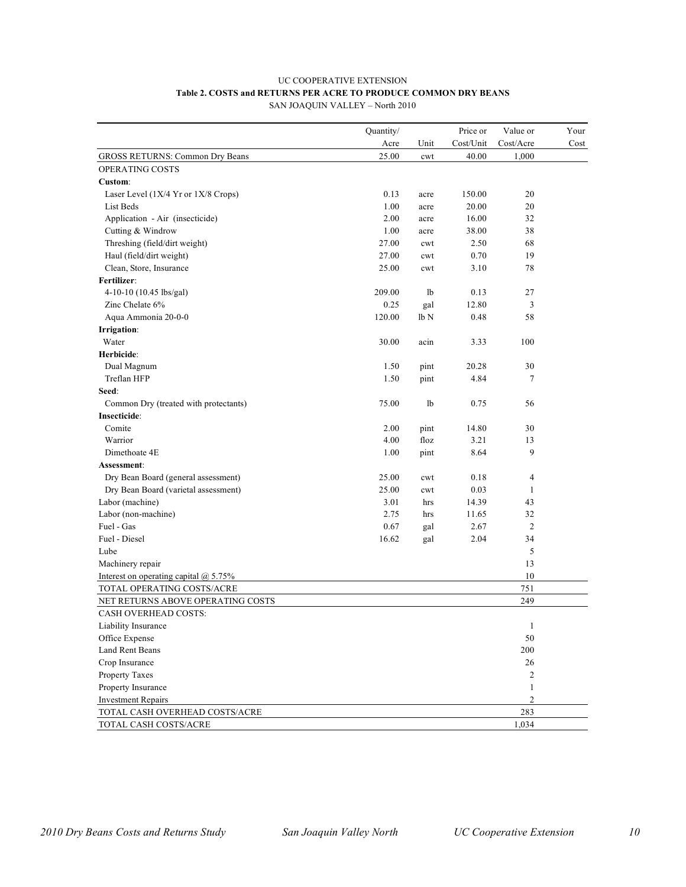UC COOPERATIVE EXTENSION

**Table 2. COSTS and RETURNS PER ACRE TO PRODUCE COMMON DRY BEANS**

SAN JOAQUIN VALLEY – North 2010

| | Quantity/ Acre | Unit | Price or Cost/Unit | Value or Cost/Acre | Your Cost |
|---|---|---|---|---|---|
| GROSS RETURNS: Common Dry Beans | 25.00 | cwt | 40.00 | 1,000 | |
| OPERATING COSTS | | | | | |
| **Custom**: | | | | | |
| Laser Level (1X/4 Yr or 1X/8 Crops) | 0.13 | acre | 150.00 | 20 | |
| List Beds | 1.00 | acre | 20.00 | 20 | |
| Application - Air (insecticide) | 2.00 | acre | 16.00 | 32 | |
| Cutting & Windrow | 1.00 | acre | 38.00 | 38 | |
| Threshing (field/dirt weight) | 27.00 | cwt | 2.50 | 68 | |
| Haul (field/dirt weight) | 27.00 | cwt | 0.70 | 19 | |
| Clean, Store, Insurance | 25.00 | cwt | 3.10 | 78 | |
| **Fertilizer**: | | | | | |
| 4-10-10 (10.45 lbs/gal) | 209.00 | lb | 0.13 | 27 | |
| Zinc Chelate 6% | 0.25 | gal | 12.80 | 3 | |
| Aqua Ammonia 20-0-0 | 120.00 | lb N | 0.48 | 58 | |
| **Irrigation**: | | | | | |
| Water | 30.00 | acin | 3.33 | 100 | |
| **Herbicide**: | | | | | |
| Dual Magnum | 1.50 | pint | 20.28 | 30 | |
| Treflan HFP | 1.50 | pint | 4.84 | 7 | |
| **Seed**: | | | | | |
| Common Dry (treated with protectants) | 75.00 | lb | 0.75 | 56 | |
| **Insecticide**: | | | | | |
| Comite | 2.00 | pint | 14.80 | 30 | |
| Warrior | 4.00 | floz | 3.21 | 13 | |
| Dimethoate 4E | 1.00 | pint | 8.64 | 9 | |
| **Assessment**: | | | | | |
| Dry Bean Board (general assessment) | 25.00 | cwt | 0.18 | 4 | |
| Dry Bean Board (varietal assessment) | 25.00 | cwt | 0.03 | 1 | |
| Labor (machine) | 3.01 | hrs | 14.39 | 43 | |
| Labor (non-machine) | 2.75 | hrs | 11.65 | 32 | |
| Fuel - Gas | 0.67 | gal | 2.67 | 2 | |
| Fuel - Diesel | 16.62 | gal | 2.04 | 34 | |
| Lube | | | | 5 | |
| Machinery repair | | | | 13 | |
| Interest on operating capital @ 5.75% | | | | 10 | |
| TOTAL OPERATING COSTS/ACRE | | | | 751 | |
| NET RETURNS ABOVE OPERATING COSTS | | | | 249 | |
| CASH OVERHEAD COSTS: | | | | | |
| Liability Insurance | | | | 1 | |
| Office Expense | | | | 50 | |
| Land Rent Beans | | | | 200 | |
| Crop Insurance | | | | 26 | |
| Property Taxes | | | | 2 | |
| Property Insurance | | | | 1 | |
| Investment Repairs | | | | 2 | |
| TOTAL CASH OVERHEAD COSTS/ACRE | | | | 283 | |
| TOTAL CASH COSTS/ACRE | | | | 1,034 | |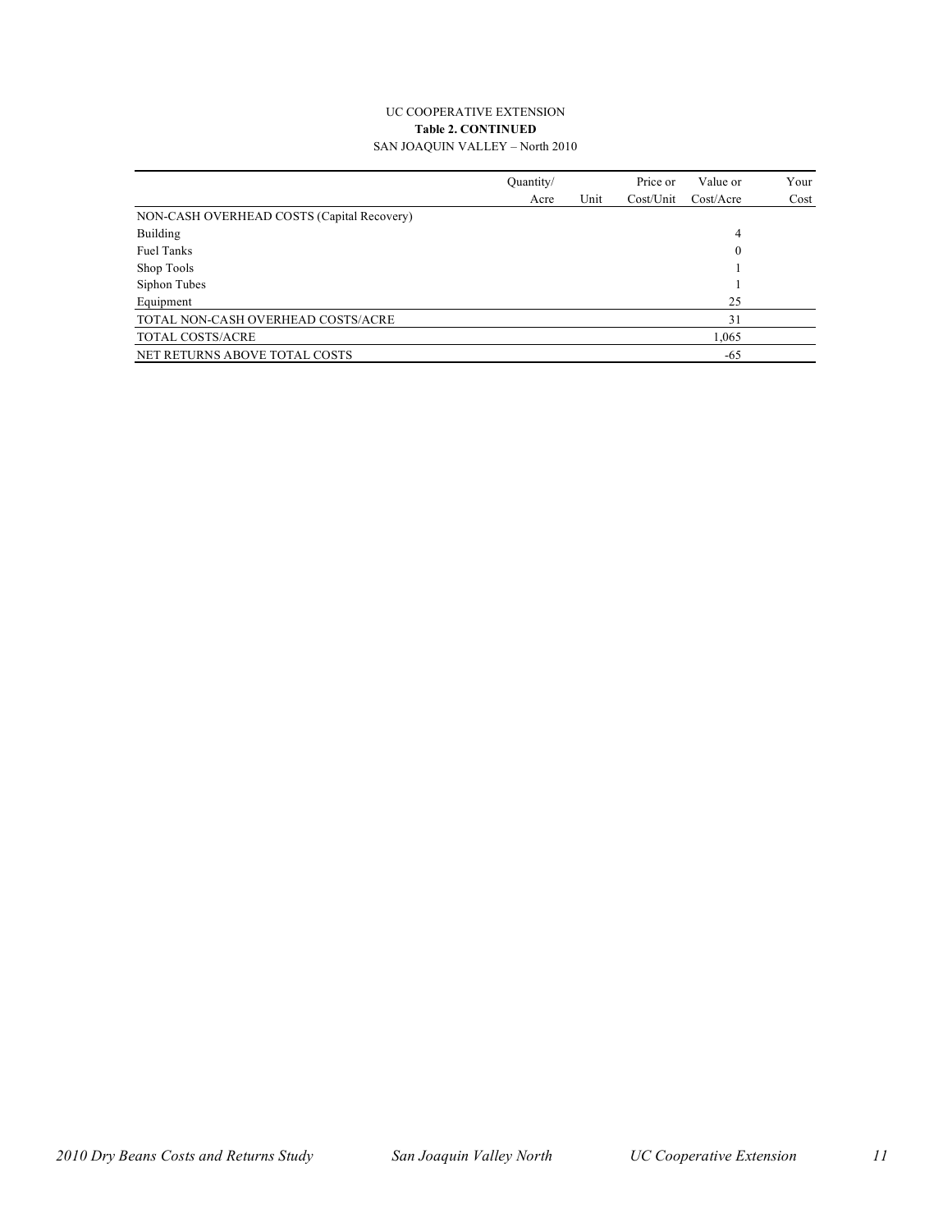UC COOPERATIVE EXTENSION

**Table 2. CONTINUED**

SAN JOAQUIN VALLEY – North 2010

| | Quantity/ Acre | Unit | Price or Cost/Unit | Value or Cost/Acre | Your Cost |
|---|---|---|---|---|---|
| NON-CASH OVERHEAD COSTS (Capital Recovery) | | | | | |
| Building | | | | 4 | |
| Fuel Tanks | | | | 0 | |
| Shop Tools | | | | 1 | |
| Siphon Tubes | | | | 1 | |
| Equipment | | | | 25 | |
| TOTAL NON-CASH OVERHEAD COSTS/ACRE | | | | 31 | |
| TOTAL COSTS/ACRE | | | | 1,065 | |
| NET RETURNS ABOVE TOTAL COSTS | | | | -65 | |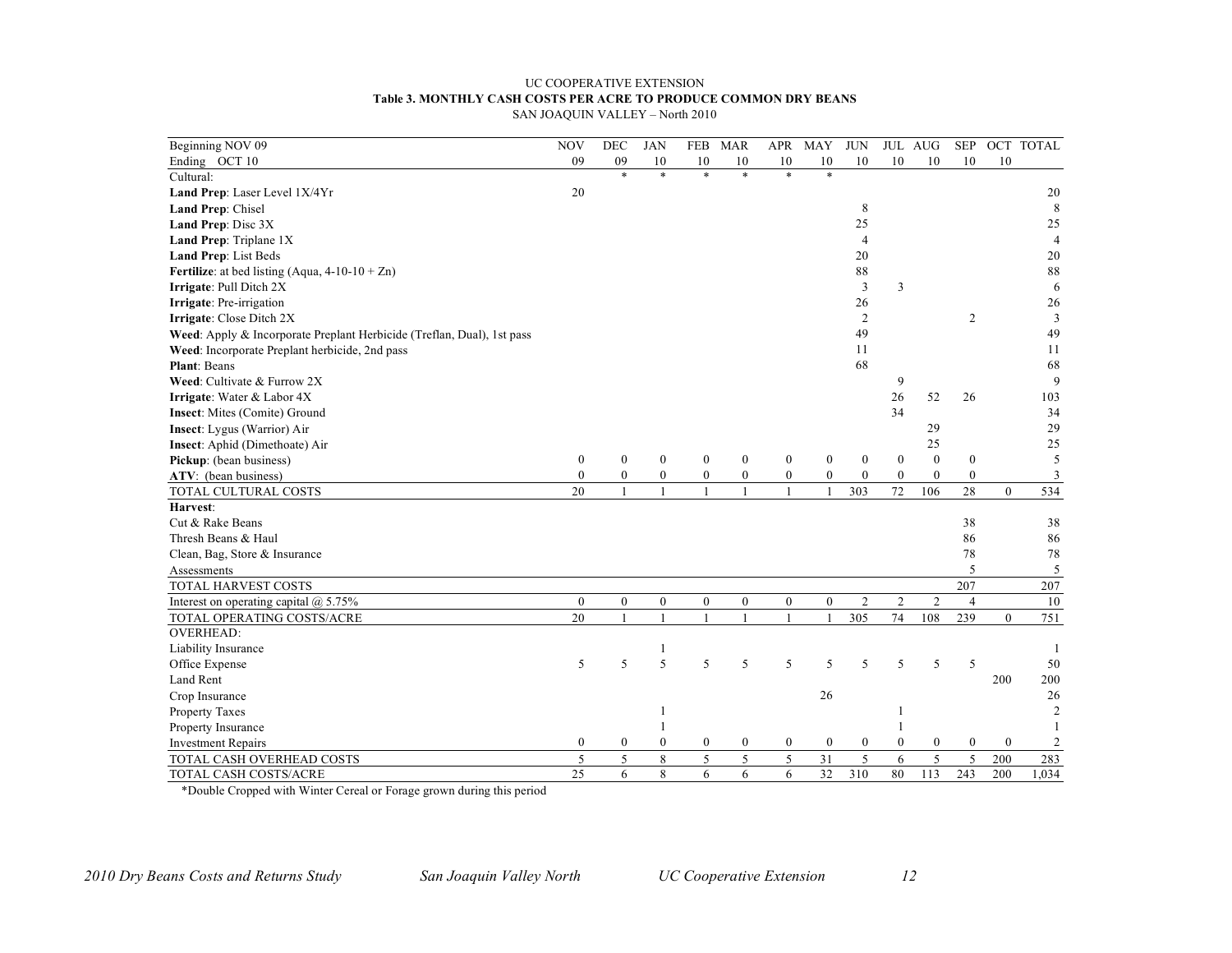UC COOPERATIVE EXTENSION

**Table 3. MONTHLY CASH COSTS PER ACRE TO PRODUCE COMMON DRY BEANS**

SAN JOAQUIN VALLEY – North 2010

| Beginning NOV 09<br>Ending OCT 10 | NOV<br>09 | DEC<br>09 | JAN<br>10 | FEB<br>10 | MAR<br>10 | APR<br>10 | MAY<br>10 | JUN<br>10 | JUL<br>10 | AUG<br>10 | SEP<br>10 | OCT<br>10 | TOTAL |
|---|---|---|---|---|---|---|---|---|---|---|---|---|---|
| Cultural: | | * | * | * | * | * | * | | | | | | |
| **Land Prep**: Laser Level 1X/4Yr | 20 | | | | | | | | | | | | 20 |
| **Land Prep**: Chisel | | | | | | | | 8 | | | | | 8 |
| **Land Prep**: Disc 3X | | | | | | | | 25 | | | | | 25 |
| **Land Prep**: Triplane 1X | | | | | | | | 4 | | | | | 4 |
| **Land Prep**: List Beds | | | | | | | | 20 | | | | | 20 |
| **Fertilize**: at bed listing (Aqua, 4-10-10 + Zn) | | | | | | | | 88 | | | | | 88 |
| **Irrigate**: Pull Ditch 2X | | | | | | | | 3 | 3 | | | | 6 |
| **Irrigate**: Pre-irrigation | | | | | | | | 26 | | | | | 26 |
| **Irrigate**: Close Ditch 2X | | | | | | | | 2 | | | 2 | | 3 |
| **Weed**: Apply & Incorporate Preplant Herbicide (Treflan, Dual), 1st pass | | | | | | | | 49 | | | | | 49 |
| **Weed**: Incorporate Preplant herbicide, 2nd pass | | | | | | | | 11 | | | | | 11 |
| **Plant**: Beans | | | | | | | | 68 | | | | | 68 |
| **Weed**: Cultivate & Furrow 2X | | | | | | | | | 9 | | | | 9 |
| **Irrigate**: Water & Labor 4X | | | | | | | | | 26 | 52 | 26 | | 103 |
| **Insect**: Mites (Comite) Ground | | | | | | | | | 34 | | | | 34 |
| **Insect**: Lygus (Warrior) Air | | | | | | | | | | 29 | | | 29 |
| **Insect**: Aphid (Dimethoate) Air | | | | | | | | | | 25 | | | 25 |
| **Pickup**: (bean business) | 0 | 0 | 0 | 0 | 0 | 0 | 0 | 0 | 0 | 0 | 0 | | 5 |
| **ATV**: (bean business) | 0 | 0 | 0 | 0 | 0 | 0 | 0 | 0 | 0 | 0 | 0 | | 3 |
| TOTAL CULTURAL COSTS | 20 | 1 | 1 | 1 | 1 | 1 | 1 | 303 | 72 | 106 | 28 | 0 | 534 |
| **Harvest**: | | | | | | | | | | | | | |
| Cut & Rake Beans | | | | | | | | | | | 38 | | 38 |
| Thresh Beans & Haul | | | | | | | | | | | 86 | | 86 |
| Clean, Bag, Store & Insurance | | | | | | | | | | | 78 | | 78 |
| Assessments | | | | | | | | | | | 5 | | 5 |
| TOTAL HARVEST COSTS | | | | | | | | | | | 207 | | 207 |
| Interest on operating capital @ 5.75% | 0 | 0 | 0 | 0 | 0 | 0 | 0 | 2 | 2 | 2 | 4 | | 10 |
| TOTAL OPERATING COSTS/ACRE | 20 | 1 | 1 | 1 | 1 | 1 | 1 | 305 | 74 | 108 | 239 | 0 | 751 |
| OVERHEAD: | | | | | | | | | | | | | |
| Liability Insurance | | | 1 | | | | | | | | | | 1 |
| Office Expense | 5 | 5 | 5 | 5 | 5 | 5 | 5 | 5 | 5 | 5 | 5 | | 50 |
| Land Rent | | | | | | | | | | | | 200 | 200 |
| Crop Insurance | | | | | | | 26 | | | | | | 26 |
| Property Taxes | | | 1 | | | | | | 1 | | | | 2 |
| Property Insurance | | | 1 | | | | | | 1 | | | | 1 |
| Investment Repairs | 0 | 0 | 0 | 0 | 0 | 0 | 0 | 0 | 0 | 0 | 0 | 0 | 2 |
| TOTAL CASH OVERHEAD COSTS | 5 | 5 | 8 | 5 | 5 | 5 | 31 | 5 | 6 | 5 | 5 | 200 | 283 |
| TOTAL CASH COSTS/ACRE | 25 | 6 | 8 | 6 | 6 | 6 | 32 | 310 | 80 | 113 | 243 | 200 | 1,034 |

*Double Cropped with Winter Cereal or Forage grown during this period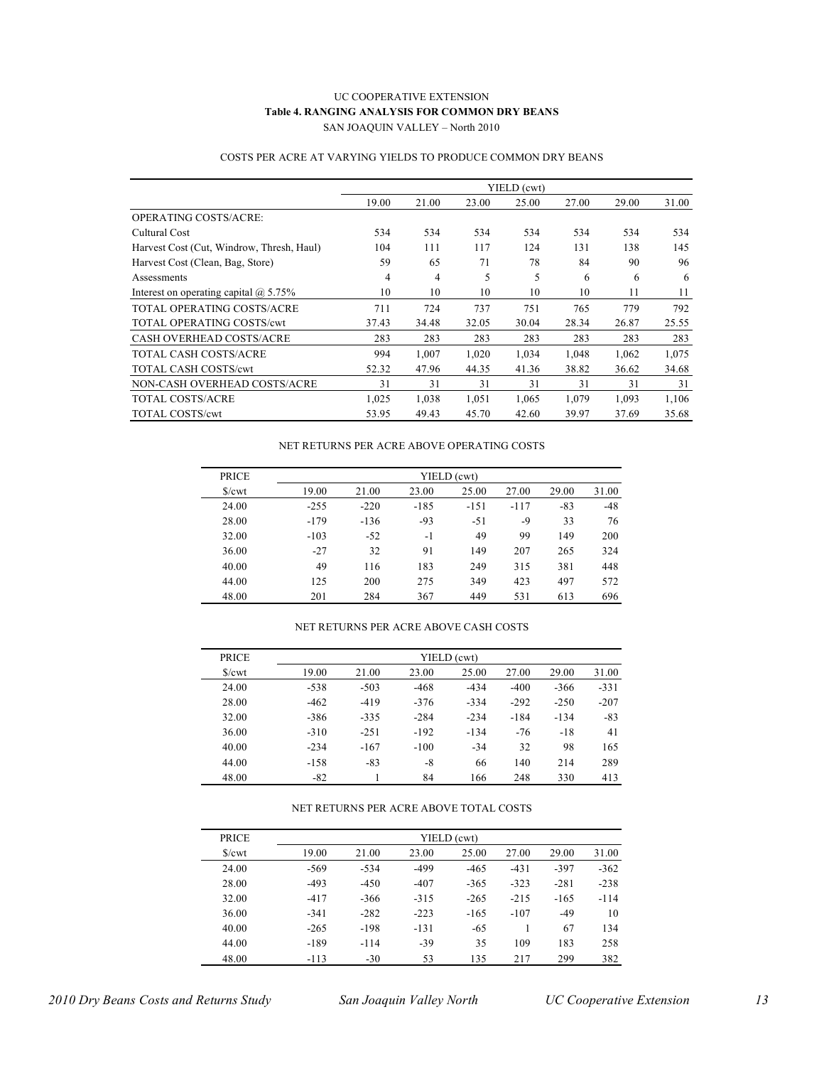UC COOPERATIVE EXTENSION

**Table 4. RANGING ANALYSIS FOR COMMON DRY BEANS**

SAN JOAQUIN VALLEY – North 2010

COSTS PER ACRE AT VARYING YIELDS TO PRODUCE COMMON DRY BEANS

| | YIELD (cwt) | | | | | | |
|---|---|---|---|---|---|---|---|
| | 19.00 | 21.00 | 23.00 | 25.00 | 27.00 | 29.00 | 31.00 |
| OPERATING COSTS/ACRE: | | | | | | | |
| Cultural Cost | 534 | 534 | 534 | 534 | 534 | 534 | 534 |
| Harvest Cost (Cut, Windrow, Thresh, Haul) | 104 | 111 | 117 | 124 | 131 | 138 | 145 |
| Harvest Cost (Clean, Bag, Store) | 59 | 65 | 71 | 78 | 84 | 90 | 96 |
| Assessments | 4 | 4 | 5 | 5 | 6 | 6 | 6 |
| Interest on operating capital @ 5.75% | 10 | 10 | 10 | 10 | 10 | 11 | 11 |
| TOTAL OPERATING COSTS/ACRE | 711 | 724 | 737 | 751 | 765 | 779 | 792 |
| TOTAL OPERATING COSTS/cwt | 37.43 | 34.48 | 32.05 | 30.04 | 28.34 | 26.87 | 25.55 |
| CASH OVERHEAD COSTS/ACRE | 283 | 283 | 283 | 283 | 283 | 283 | 283 |
| TOTAL CASH COSTS/ACRE | 994 | 1,007 | 1,020 | 1,034 | 1,048 | 1,062 | 1,075 |
| TOTAL CASH COSTS/cwt | 52.32 | 47.96 | 44.35 | 41.36 | 38.82 | 36.62 | 34.68 |
| NON-CASH OVERHEAD COSTS/ACRE | 31 | 31 | 31 | 31 | 31 | 31 | 31 |
| TOTAL COSTS/ACRE | 1,025 | 1,038 | 1,051 | 1,065 | 1,079 | 1,093 | 1,106 |
| TOTAL COSTS/cwt | 53.95 | 49.43 | 45.70 | 42.60 | 39.97 | 37.69 | 35.68 |

NET RETURNS PER ACRE ABOVE OPERATING COSTS

| PRICE | YIELD (cwt) | | | | | | |
|---|---|---|---|---|---|---|---|
| $/cwt | 19.00 | 21.00 | 23.00 | 25.00 | 27.00 | 29.00 | 31.00 |
| 24.00 | -255 | -220 | -185 | -151 | -117 | -83 | -48 |
| 28.00 | -179 | -136 | -93 | -51 | -9 | 33 | 76 |
| 32.00 | -103 | -52 | -1 | 49 | 99 | 149 | 200 |
| 36.00 | -27 | 32 | 91 | 149 | 207 | 265 | 324 |
| 40.00 | 49 | 116 | 183 | 249 | 315 | 381 | 448 |
| 44.00 | 125 | 200 | 275 | 349 | 423 | 497 | 572 |
| 48.00 | 201 | 284 | 367 | 449 | 531 | 613 | 696 |

NET RETURNS PER ACRE ABOVE CASH COSTS

| PRICE | YIELD (cwt) | | | | | | |
|---|---|---|---|---|---|---|---|
| $/cwt | 19.00 | 21.00 | 23.00 | 25.00 | 27.00 | 29.00 | 31.00 |
| 24.00 | -538 | -503 | -468 | -434 | -400 | -366 | -331 |
| 28.00 | -462 | -419 | -376 | -334 | -292 | -250 | -207 |
| 32.00 | -386 | -335 | -284 | -234 | -184 | -134 | -83 |
| 36.00 | -310 | -251 | -192 | -134 | -76 | -18 | 41 |
| 40.00 | -234 | -167 | -100 | -34 | 32 | 98 | 165 |
| 44.00 | -158 | -83 | -8 | 66 | 140 | 214 | 289 |
| 48.00 | -82 | 1 | 84 | 166 | 248 | 330 | 413 |

NET RETURNS PER ACRE ABOVE TOTAL COSTS

| PRICE | YIELD (cwt) | | | | | | |
|---|---|---|---|---|---|---|---|
| $/cwt | 19.00 | 21.00 | 23.00 | 25.00 | 27.00 | 29.00 | 31.00 |
| 24.00 | -569 | -534 | -499 | -465 | -431 | -397 | -362 |
| 28.00 | -493 | -450 | -407 | -365 | -323 | -281 | -238 |
| 32.00 | -417 | -366 | -315 | -265 | -215 | -165 | -114 |
| 36.00 | -341 | -282 | -223 | -165 | -107 | -49 | 10 |
| 40.00 | -265 | -198 | -131 | -65 | 1 | 67 | 134 |
| 44.00 | -189 | -114 | -39 | 35 | 109 | 183 | 258 |
| 48.00 | -113 | -30 | 53 | 135 | 217 | 299 | 382 |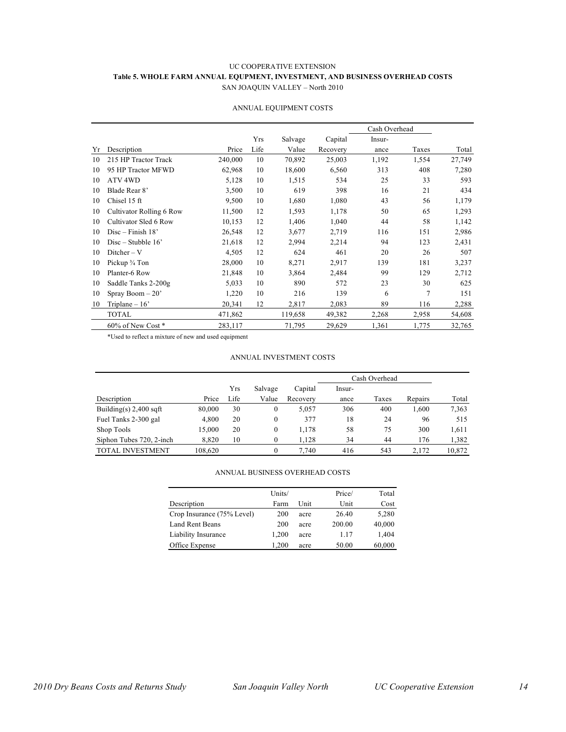UC COOPERATIVE EXTENSION

**Table 5. WHOLE FARM ANNUAL EQUPMENT, INVESTMENT, AND BUSINESS OVERHEAD COSTS**

SAN JOAQUIN VALLEY – North 2010

ANNUAL EQUIPMENT COSTS

| | | | | | | Cash Overhead | | |
|---|---|---|---|---|---|---|---|---|
| | | | Yrs | Salvage | Capital | Insur- | | |
| Yr | Description | Price | Life | Value | Recovery | ance | Taxes | Total |
| 10 | 215 HP Tractor Track | 240,000 | 10 | 70,892 | 25,003 | 1,192 | 1,554 | 27,749 |
| 10 | 95 HP Tractor MFWD | 62,968 | 10 | 18,600 | 6,560 | 313 | 408 | 7,280 |
| 10 | ATV 4WD | 5,128 | 10 | 1,515 | 534 | 25 | 33 | 593 |
| 10 | Blade Rear 8' | 3,500 | 10 | 619 | 398 | 16 | 21 | 434 |
| 10 | Chisel 15 ft | 9,500 | 10 | 1,680 | 1,080 | 43 | 56 | 1,179 |
| 10 | Cultivator Rolling 6 Row | 11,500 | 12 | 1,593 | 1,178 | 50 | 65 | 1,293 |
| 10 | Cultivator Sled 6 Row | 10,153 | 12 | 1,406 | 1,040 | 44 | 58 | 1,142 |
| 10 | Disc – Finish 18' | 26,548 | 12 | 3,677 | 2,719 | 116 | 151 | 2,986 |
| 10 | Disc – Stubble 16' | 21,618 | 12 | 2,994 | 2,214 | 94 | 123 | 2,431 |
| 10 | Ditcher – V | 4,505 | 12 | 624 | 461 | 20 | 26 | 507 |
| 10 | Pickup ¾ Ton | 28,000 | 10 | 8,271 | 2,917 | 139 | 181 | 3,237 |
| 10 | Planter-6 Row | 21,848 | 10 | 3,864 | 2,484 | 99 | 129 | 2,712 |
| 10 | Saddle Tanks 2-200g | 5,033 | 10 | 890 | 572 | 23 | 30 | 625 |
| 10 | Spray Boom – 20' | 1,220 | 10 | 216 | 139 | 6 | 7 | 151 |
| 10 | Triplane – 16' | 20,341 | 12 | 2,817 | 2,083 | 89 | 116 | 2,288 |
| | TOTAL | 471,862 | | 119,658 | 49,382 | 2,268 | 2,958 | 54,608 |
| | 60% of New Cost * | 283,117 | | 71,795 | 29,629 | 1,361 | 1,775 | 32,765 |

*Used to reflect a mixture of new and used equipment

ANNUAL INVESTMENT COSTS

| | | | | | Cash Overhead | | | |
|---|---|---|---|---|---|---|---|---|
| | | Yrs | Salvage | Capital | Insur- | | | |
| Description | Price | Life | Value | Recovery | ance | Taxes | Repairs | Total |
| Building(s) 2,400 sqft | 80,000 | 30 | 0 | 5,057 | 306 | 400 | 1,600 | 7,363 |
| Fuel Tanks 2-300 gal | 4,800 | 20 | 0 | 377 | 18 | 24 | 96 | 515 |
| Shop Tools | 15,000 | 20 | 0 | 1,178 | 58 | 75 | 300 | 1,611 |
| Siphon Tubes 720, 2-inch | 8,820 | 10 | 0 | 1,128 | 34 | 44 | 176 | 1,382 |
| TOTAL INVESTMENT | 108,620 | | 0 | 7,740 | 416 | 543 | 2,172 | 10,872 |

ANNUAL BUSINESS OVERHEAD COSTS

| | Units/ | | Price/ | Total |
|---|---|---|---|---|
| Description | Farm | Unit | Unit | Cost |
| Crop Insurance (75% Level) | 200 | acre | 26.40 | 5,280 |
| Land Rent Beans | 200 | acre | 200.00 | 40,000 |
| Liability Insurance | 1,200 | acre | 1.17 | 1,404 |
| Office Expense | 1,200 | acre | 50.00 | 60,000 |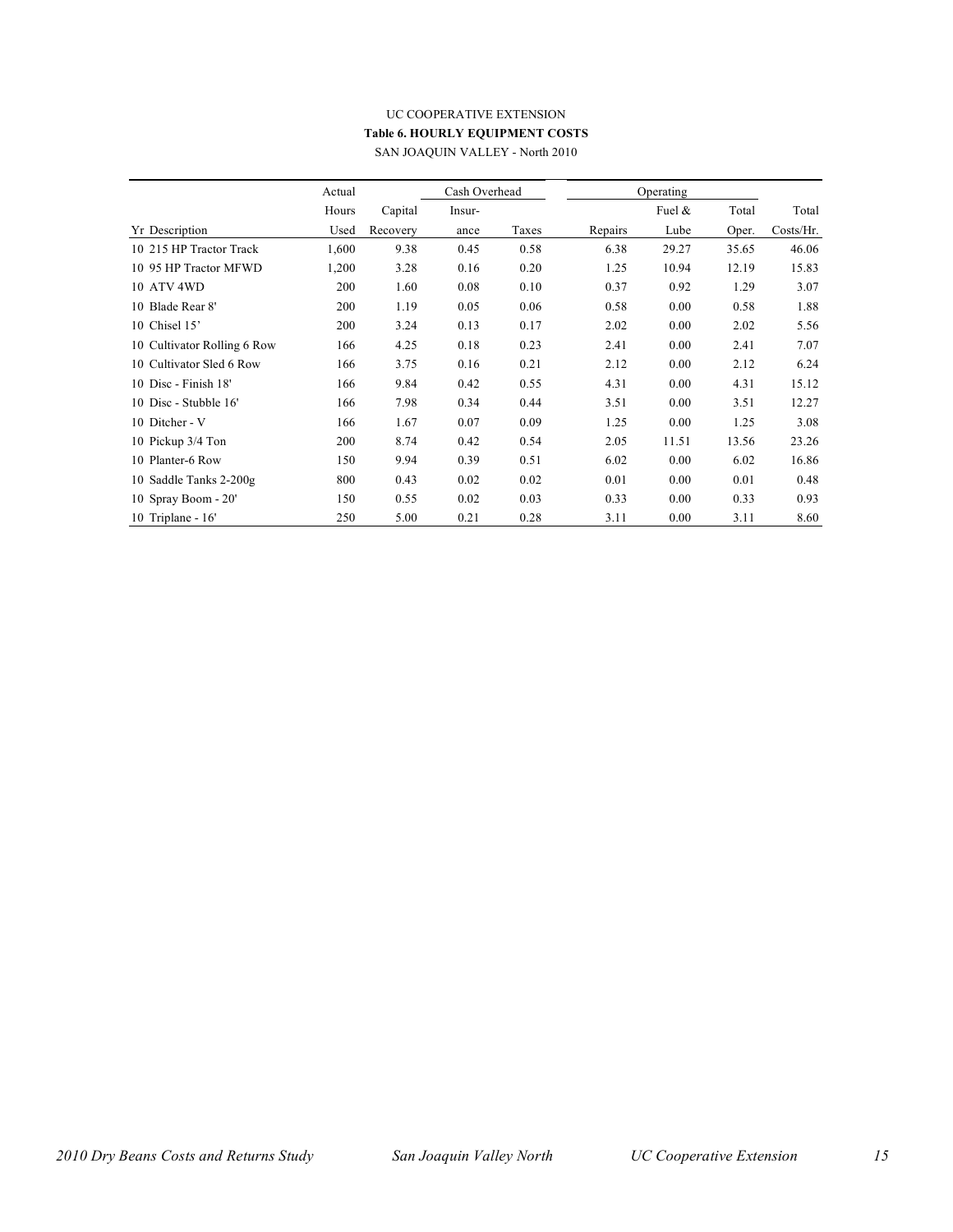UC COOPERATIVE EXTENSION

**Table 6. HOURLY EQUIPMENT COSTS**

SAN JOAQUIN VALLEY - North 2010

| | Actual | | Cash Overhead | | Operating | | | |
|---|---|---|---|---|---|---|---|---|
| | Hours | Capital | Insur- | | | Fuel & | Total | Total |
| Yr Description | Used | Recovery | ance | Taxes | Repairs | Lube | Oper. | Costs/Hr. |
| 10 215 HP Tractor Track | 1,600 | 9.38 | 0.45 | 0.58 | 6.38 | 29.27 | 35.65 | 46.06 |
| 10 95 HP Tractor MFWD | 1,200 | 3.28 | 0.16 | 0.20 | 1.25 | 10.94 | 12.19 | 15.83 |
| 10 ATV 4WD | 200 | 1.60 | 0.08 | 0.10 | 0.37 | 0.92 | 1.29 | 3.07 |
| 10 Blade Rear 8' | 200 | 1.19 | 0.05 | 0.06 | 0.58 | 0.00 | 0.58 | 1.88 |
| 10 Chisel 15' | 200 | 3.24 | 0.13 | 0.17 | 2.02 | 0.00 | 2.02 | 5.56 |
| 10 Cultivator Rolling 6 Row | 166 | 4.25 | 0.18 | 0.23 | 2.41 | 0.00 | 2.41 | 7.07 |
| 10 Cultivator Sled 6 Row | 166 | 3.75 | 0.16 | 0.21 | 2.12 | 0.00 | 2.12 | 6.24 |
| 10 Disc - Finish 18' | 166 | 9.84 | 0.42 | 0.55 | 4.31 | 0.00 | 4.31 | 15.12 |
| 10 Disc - Stubble 16' | 166 | 7.98 | 0.34 | 0.44 | 3.51 | 0.00 | 3.51 | 12.27 |
| 10 Ditcher - V | 166 | 1.67 | 0.07 | 0.09 | 1.25 | 0.00 | 1.25 | 3.08 |
| 10 Pickup 3/4 Ton | 200 | 8.74 | 0.42 | 0.54 | 2.05 | 11.51 | 13.56 | 23.26 |
| 10 Planter-6 Row | 150 | 9.94 | 0.39 | 0.51 | 6.02 | 0.00 | 6.02 | 16.86 |
| 10 Saddle Tanks 2-200g | 800 | 0.43 | 0.02 | 0.02 | 0.01 | 0.00 | 0.01 | 0.48 |
| 10 Spray Boom - 20' | 150 | 0.55 | 0.02 | 0.03 | 0.33 | 0.00 | 0.33 | 0.93 |
| 10 Triplane - 16' | 250 | 5.00 | 0.21 | 0.28 | 3.11 | 0.00 | 3.11 | 8.60 |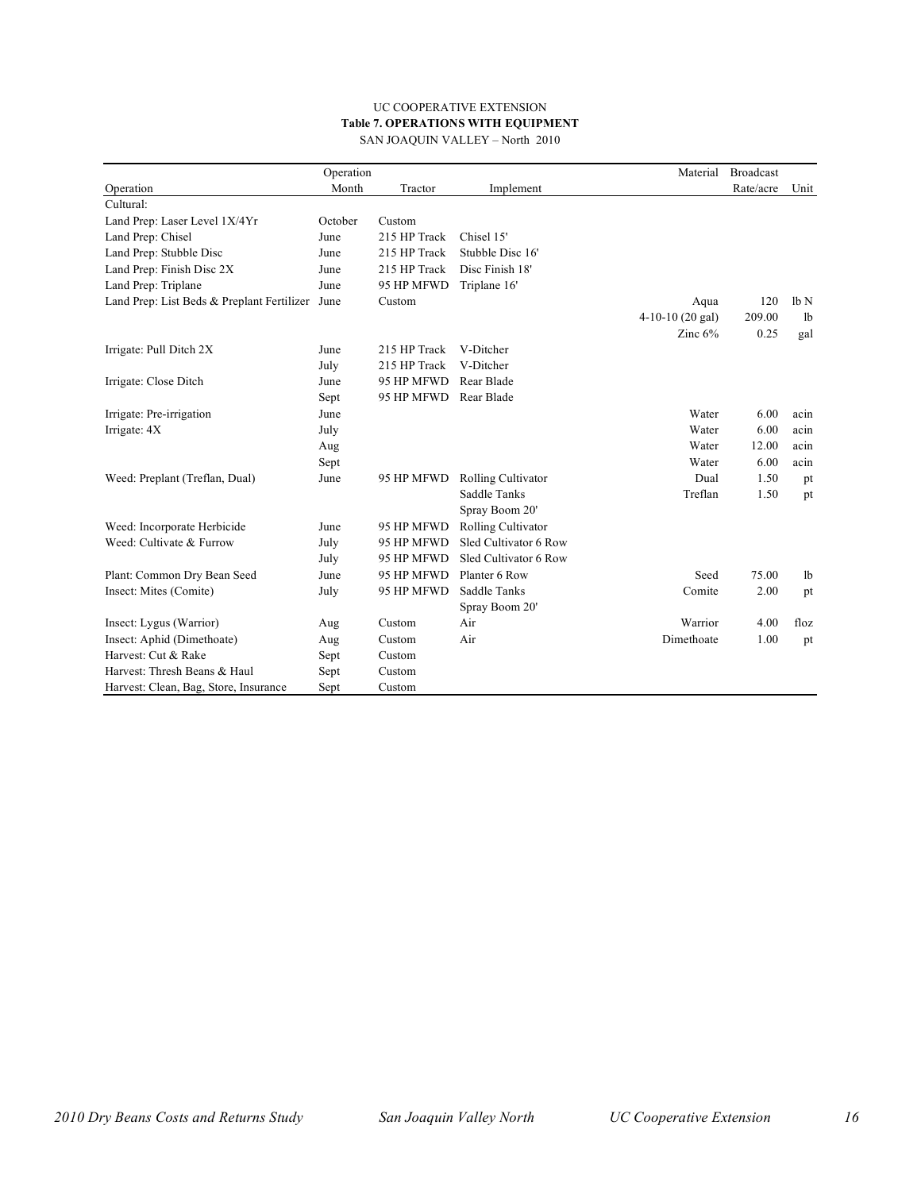UC COOPERATIVE EXTENSION

**Table 7. OPERATIONS WITH EQUIPMENT**

SAN JOAQUIN VALLEY – North 2010

| Operation | Operation Month | Tractor | Implement | Material | Broadcast Rate/acre | Unit |
|---|---|---|---|---|---|---|
| Cultural: | | | | | | |
| Land Prep: Laser Level 1X/4Yr | October | Custom | | | | |
| Land Prep: Chisel | June | 215 HP Track | Chisel 15' | | | |
| Land Prep: Stubble Disc | June | 215 HP Track | Stubble Disc 16' | | | |
| Land Prep: Finish Disc 2X | June | 215 HP Track | Disc Finish 18' | | | |
| Land Prep: Triplane | June | 95 HP MFWD | Triplane 16' | | | |
| Land Prep: List Beds & Preplant Fertilizer | June | Custom | | Aqua | 120 | lb N |
| | | | | 4-10-10 (20 gal) | 209.00 | lb |
| | | | | Zinc 6% | 0.25 | gal |
| Irrigate: Pull Ditch 2X | June | 215 HP Track | V-Ditcher | | | |
| | July | 215 HP Track | V-Ditcher | | | |
| Irrigate: Close Ditch | June | 95 HP MFWD | Rear Blade | | | |
| | Sept | 95 HP MFWD | Rear Blade | | | |
| Irrigate: Pre-irrigation | June | | | Water | 6.00 | acin |
| Irrigate: 4X | July | | | Water | 6.00 | acin |
| | Aug | | | Water | 12.00 | acin |
| | Sept | | | Water | 6.00 | acin |
| Weed: Preplant (Treflan, Dual) | June | 95 HP MFWD | Rolling Cultivator | Dual | 1.50 | pt |
| | | | Saddle Tanks | Treflan | 1.50 | pt |
| | | | Spray Boom 20' | | | |
| Weed: Incorporate Herbicide | June | 95 HP MFWD | Rolling Cultivator | | | |
| Weed: Cultivate & Furrow | July | 95 HP MFWD | Sled Cultivator 6 Row | | | |
| | July | 95 HP MFWD | Sled Cultivator 6 Row | | | |
| Plant: Common Dry Bean Seed | June | 95 HP MFWD | Planter 6 Row | Seed | 75.00 | lb |
| Insect: Mites (Comite) | July | 95 HP MFWD | Saddle Tanks | Comite | 2.00 | pt |
| | | | Spray Boom 20' | | | |
| Insect: Lygus (Warrior) | Aug | Custom | Air | Warrior | 4.00 | floz |
| Insect: Aphid (Dimethoate) | Aug | Custom | Air | Dimethoate | 1.00 | pt |
| Harvest: Cut & Rake | Sept | Custom | | | | |
| Harvest: Thresh Beans & Haul | Sept | Custom | | | | |
| Harvest: Clean, Bag, Store, Insurance | Sept | Custom | | | | |